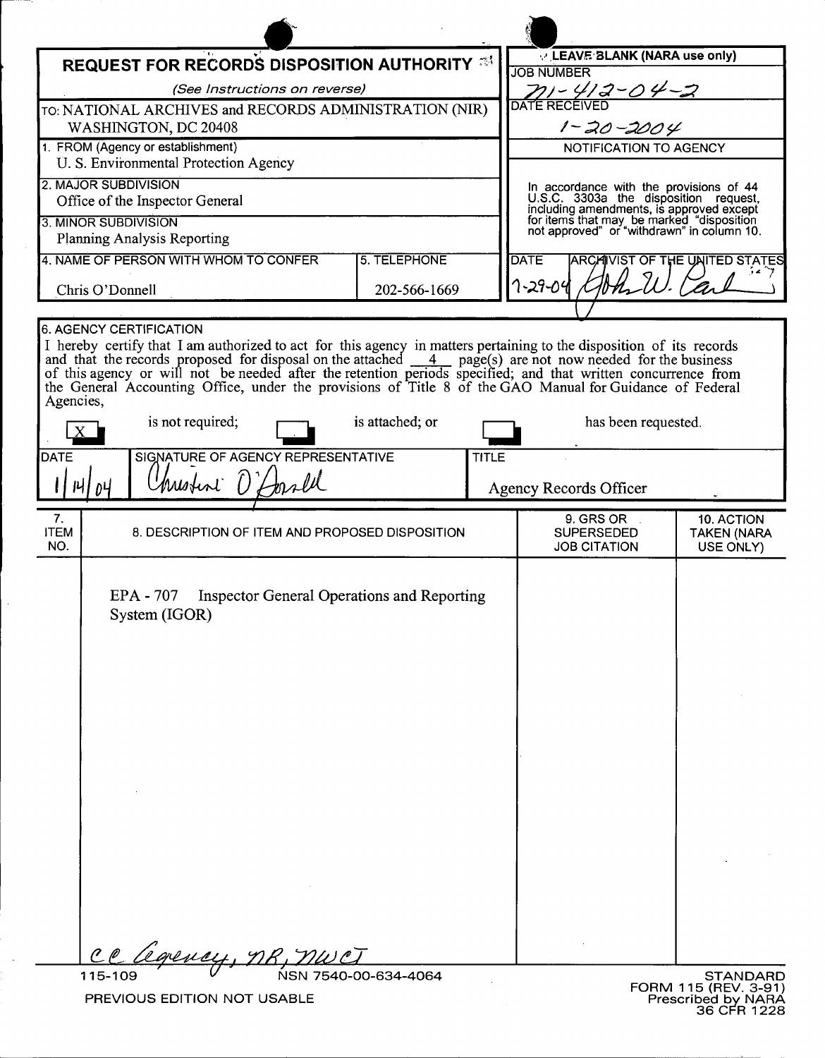# REQUEST FOR RECORDS DISPOSITION AUTHORITY

*(See Instructions on reverse)*

TO: NATIONAL ARCHIVES and RECORDS ADMINISTRATION (NIR)
WASHINGTON, DC 20408

| LEAVE BLANK (NARA use only) |
|---|
| JOB NUMBER: N1-412-04-2 |
| DATE RECEIVED: 1-20-2004 |
| NOTIFICATION TO AGENCY |
| In accordance with the provisions of 44 U.S.C. 3303a the disposition request, including amendments, is approved except for items that may be marked "disposition not approved" or "withdrawn" in column 10. |
| DATE: 7-29-04 — ARCHIVIST OF THE UNITED STATES: John W. Carlin |

1. FROM (Agency or establishment): U. S. Environmental Protection Agency

2. MAJOR SUBDIVISION: Office of the Inspector General

3. MINOR SUBDIVISION: Planning Analysis Reporting

4. NAME OF PERSON WITH WHOM TO CONFER: Chris O'Donnell

5. TELEPHONE: 202-566-1669

6. AGENCY CERTIFICATION

I hereby certify that I am authorized to act for this agency in matters pertaining to the disposition of its records and that the records proposed for disposal on the attached 4 page(s) are not now needed for the business of this agency or will not be needed after the retention periods specified; and that written concurrence from the General Accounting Office, under the provisions of Title 8 of the GAO Manual for Guidance of Federal Agencies,

[X] is not required; [ ] is attached; or [ ] has been requested.

| DATE | SIGNATURE OF AGENCY REPRESENTATIVE | TITLE |
|---|---|---|
| 1/14/04 | Christine O'Donnell | Agency Records Officer |

| 7. ITEM NO. | 8. DESCRIPTION OF ITEM AND PROPOSED DISPOSITION | 9. GRS OR SUPERSEDED JOB CITATION | 10. ACTION TAKEN (NARA USE ONLY) |
|---|---|---|---|
| | EPA - 707 Inspector General Operations and Reporting System (IGOR) | | |

cc Agency, NR, NWCT

115-109 NSN 7540-00-634-4064

PREVIOUS EDITION NOT USABLE

STANDARD FORM 115 (REV. 3-91)
Prescribed by NARA
36 CFR 1228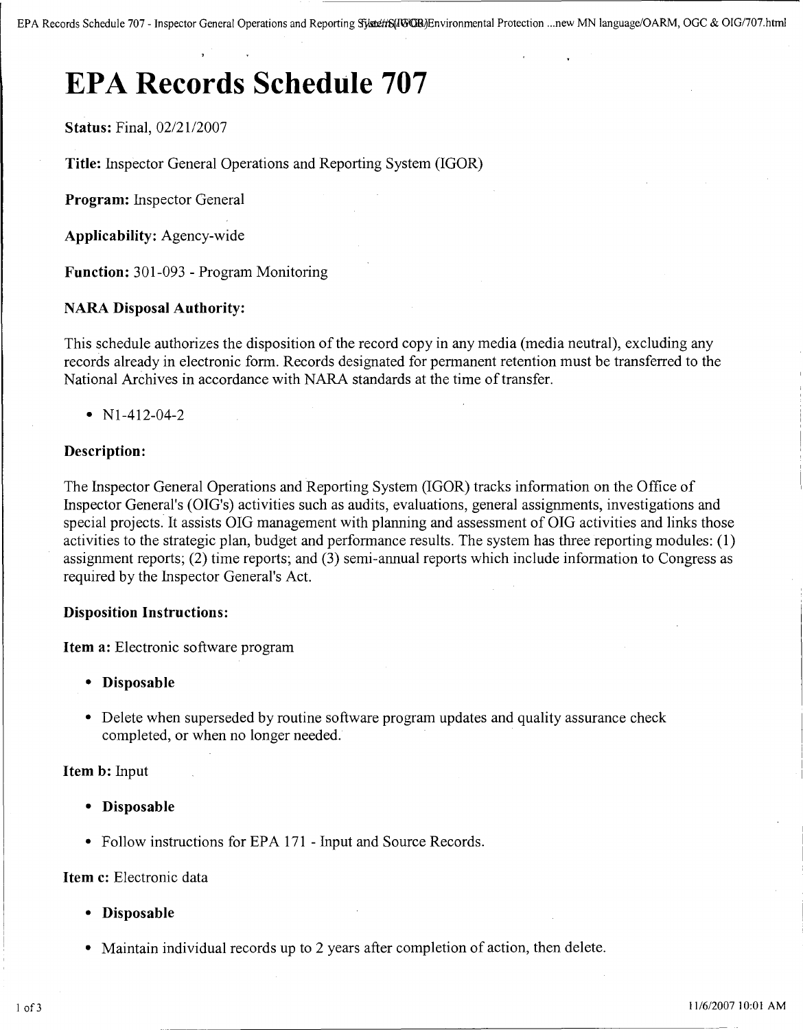# EPA Records Schedule 707

**Status:** Final, 02/21/2007

**Title:** Inspector General Operations and Reporting System (IGOR)

**Program:** Inspector General

**Applicability:** Agency-wide

**Function:** 301-093 - Program Monitoring

### NARA Disposal Authority:

This schedule authorizes the disposition of the record copy in any media (media neutral), excluding any records already in electronic form. Records designated for permanent retention must be transferred to the National Archives in accordance with NARA standards at the time of transfer.

- N1-412-04-2

### Description:

The Inspector General Operations and Reporting System (IGOR) tracks information on the Office of Inspector General's (OIG's) activities such as audits, evaluations, general assignments, investigations and special projects. It assists OIG management with planning and assessment of OIG activities and links those activities to the strategic plan, budget and performance results. The system has three reporting modules: (1) assignment reports; (2) time reports; and (3) semi-annual reports which include information to Congress as required by the Inspector General's Act.

### Disposition Instructions:

**Item a:** Electronic software program

- **Disposable**
- Delete when superseded by routine software program updates and quality assurance check completed, or when no longer needed.

**Item b:** Input

- **Disposable**
- Follow instructions for EPA 171 - Input and Source Records.

**Item c:** Electronic data

- **Disposable**
- Maintain individual records up to 2 years after completion of action, then delete.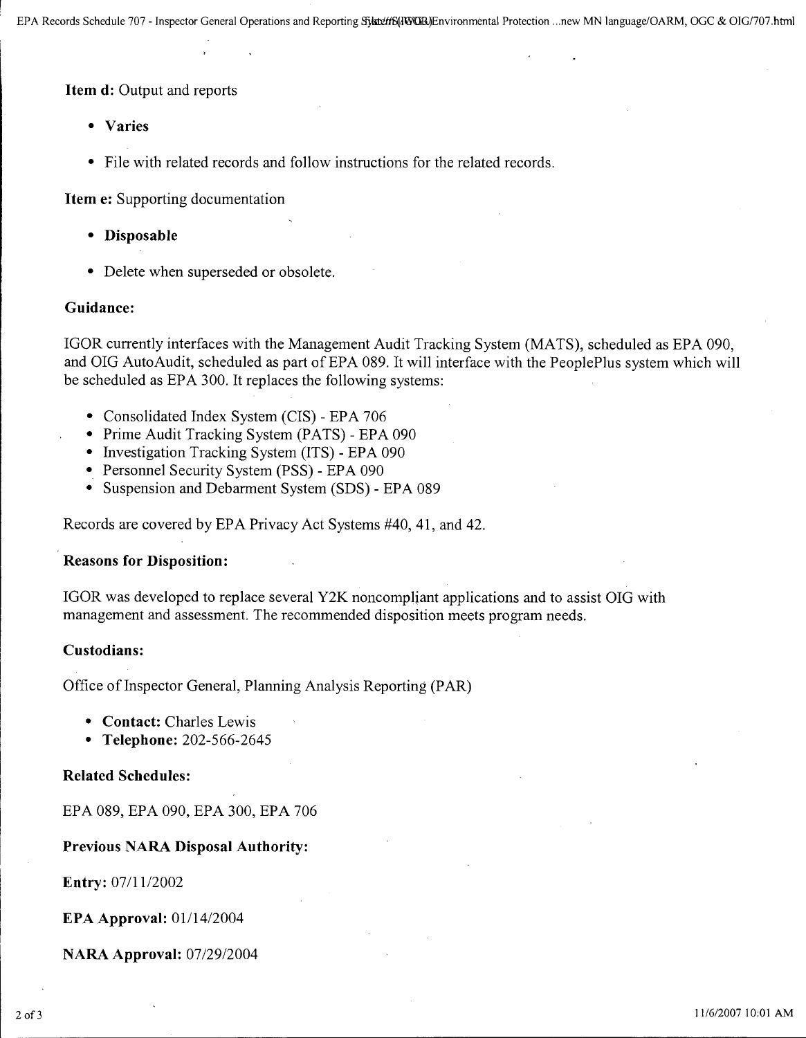**Item d:** Output and reports

- **Varies**
- File with related records and follow instructions for the related records.

**Item e:** Supporting documentation

- **Disposable**
- Delete when superseded or obsolete.

**Guidance:**

IGOR currently interfaces with the Management Audit Tracking System (MATS), scheduled as EPA 090, and OIG AutoAudit, scheduled as part of EPA 089. It will interface with the PeoplePlus system which will be scheduled as EPA 300. It replaces the following systems:

- Consolidated Index System (CIS) - EPA 706
- Prime Audit Tracking System (PATS) - EPA 090
- Investigation Tracking System (ITS) - EPA 090
- Personnel Security System (PSS) - EPA 090
- Suspension and Debarment System (SDS) - EPA 089

Records are covered by EPA Privacy Act Systems #40, 41, and 42.

**Reasons for Disposition:**

IGOR was developed to replace several Y2K noncompliant applications and to assist OIG with management and assessment. The recommended disposition meets program needs.

**Custodians:**

Office of Inspector General, Planning Analysis Reporting (PAR)

- **Contact:** Charles Lewis
- **Telephone:** 202-566-2645

**Related Schedules:**

EPA 089, EPA 090, EPA 300, EPA 706

**Previous NARA Disposal Authority:**

**Entry:** 07/11/2002

**EPA Approval:** 01/14/2004

**NARA Approval:** 07/29/2004